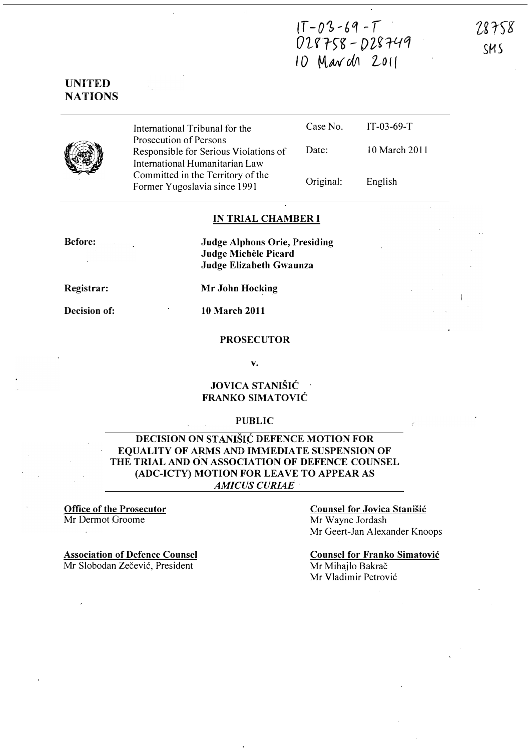IT-03-69-T
D28758 - D28749
10 March 2011

28758
SMS

**UNITED NATIONS**

| | | |
|---|---|---|
| International Tribunal for the Prosecution of Persons Responsible for Serious Violations of International Humanitarian Law Committed in the Territory of the Former Yugoslavia since 1991 | Case No. | IT-03-69-T |
| | Date: | 10 March 2011 |
| | Original: | English |

## IN TRIAL CHAMBER I

**Before:** **Judge Alphons Orie, Presiding**
**Judge Michèle Picard**
**Judge Elizabeth Gwaunza**

**Registrar:** **Mr John Hocking**

**Decision of:** **10 March 2011**

**PROSECUTOR**

**v.**

**JOVICA STANIŠIĆ**
**FRANKO SIMATOVIĆ**

**PUBLIC**

## DECISION ON STANIŠIĆ DEFENCE MOTION FOR EQUALITY OF ARMS AND IMMEDIATE SUSPENSION OF THE TRIAL AND ON ASSOCIATION OF DEFENCE COUNSEL (ADC-ICTY) MOTION FOR LEAVE TO APPEAR AS *AMICUS CURIAE*

**Office of the Prosecutor**
Mr Dermot Groome

**Association of Defence Counsel**
Mr Slobodan Zečević, President

**Counsel for Jovica Stanišić**
Mr Wayne Jordash
Mr Geert-Jan Alexander Knoops

**Counsel for Franko Simatović**
Mr Mihajlo Bakrač
Mr Vladimir Petrović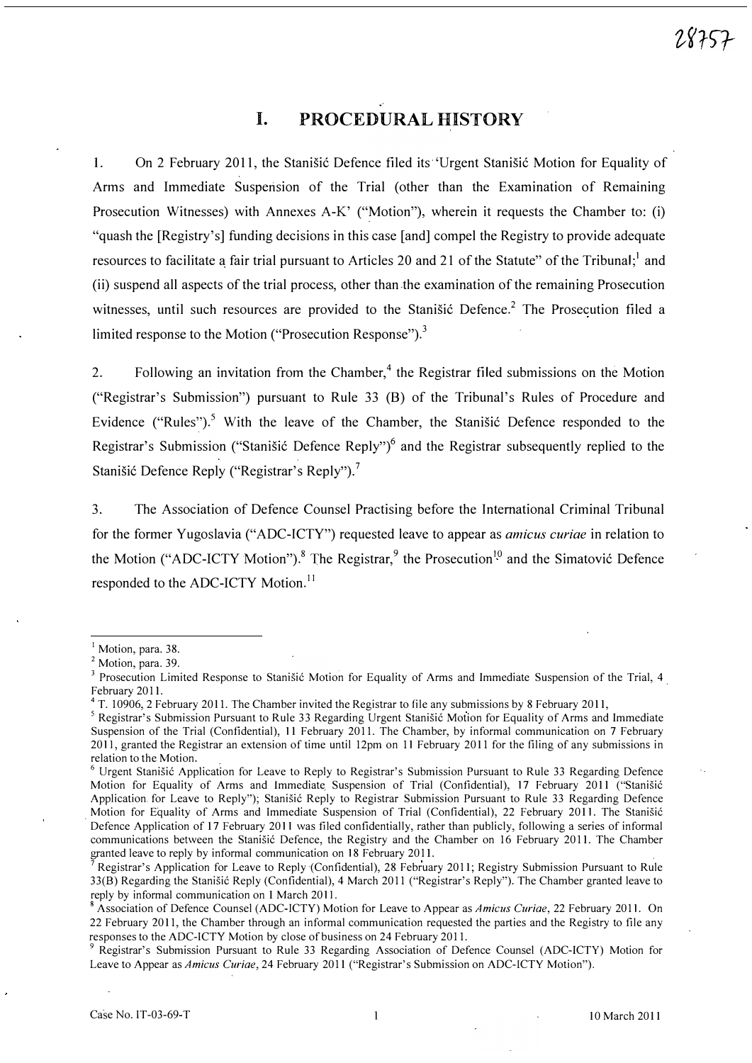# I. PROCEDURAL HISTORY

1. On 2 February 2011, the Stanišić Defence filed its 'Urgent Stanišić Motion for Equality of Arms and Immediate Suspension of the Trial (other than the Examination of Remaining Prosecution Witnesses) with Annexes A-K' ("Motion"), wherein it requests the Chamber to: (i) "quash the [Registry's] funding decisions in this case [and] compel the Registry to provide adequate resources to facilitate a fair trial pursuant to Articles 20 and 21 of the Statute" of the Tribunal;[1] and (ii) suspend all aspects of the trial process, other than the examination of the remaining Prosecution witnesses, until such resources are provided to the Stanišić Defence.[2] The Prosecution filed a limited response to the Motion ("Prosecution Response").[3]

2. Following an invitation from the Chamber,[4] the Registrar filed submissions on the Motion ("Registrar's Submission") pursuant to Rule 33 (B) of the Tribunal's Rules of Procedure and Evidence ("Rules").[5] With the leave of the Chamber, the Stanišić Defence responded to the Registrar's Submission ("Stanišić Defence Reply")[6] and the Registrar subsequently replied to the Stanišić Defence Reply ("Registrar's Reply").[7]

3. The Association of Defence Counsel Practising before the International Criminal Tribunal for the former Yugoslavia ("ADC-ICTY") requested leave to appear as *amicus curiae* in relation to the Motion ("ADC-ICTY Motion").[8] The Registrar,[9] the Prosecution[10] and the Simatović Defence responded to the ADC-ICTY Motion.[11]

---

[1] Motion, para. 38.

[2] Motion, para. 39.

[3] Prosecution Limited Response to Stanišić Motion for Equality of Arms and Immediate Suspension of the Trial, 4 February 2011.

[4] T. 10906, 2 February 2011. The Chamber invited the Registrar to file any submissions by 8 February 2011,

[5] Registrar's Submission Pursuant to Rule 33 Regarding Urgent Stanišić Motion for Equality of Arms and Immediate Suspension of the Trial (Confidential), 11 February 2011. The Chamber, by informal communication on 7 February 2011, granted the Registrar an extension of time until 12pm on 11 February 2011 for the filing of any submissions in relation to the Motion.

[6] Urgent Stanišić Application for Leave to Reply to Registrar's Submission Pursuant to Rule 33 Regarding Defence Motion for Equality of Arms and Immediate Suspension of Trial (Confidential), 17 February 2011 ("Stanišić Application for Leave to Reply"); Stanišić Reply to Registrar Submission Pursuant to Rule 33 Regarding Defence Motion for Equality of Arms and Immediate Suspension of Trial (Confidential), 22 February 2011. The Stanišić Defence Application of 17 February 2011 was filed confidentially, rather than publicly, following a series of informal communications between the Stanišić Defence, the Registry and the Chamber on 16 February 2011. The Chamber granted leave to reply by informal communication on 18 February 2011.

[7] Registrar's Application for Leave to Reply (Confidential), 28 February 2011; Registry Submission Pursuant to Rule 33(B) Regarding the Stanišić Reply (Confidential), 4 March 2011 ("Registrar's Reply"). The Chamber granted leave to reply by informal communication on 1 March 2011.

[8] Association of Defence Counsel (ADC-ICTY) Motion for Leave to Appear as *Amicus Curiae*, 22 February 2011. On 22 February 2011, the Chamber through an informal communication requested the parties and the Registry to file any responses to the ADC-ICTY Motion by close of business on 24 February 2011.

[9] Registrar's Submission Pursuant to Rule 33 Regarding Association of Defence Counsel (ADC-ICTY) Motion for Leave to Appear as *Amicus Curiae*, 24 February 2011 ("Registrar's Submission on ADC-ICTY Motion").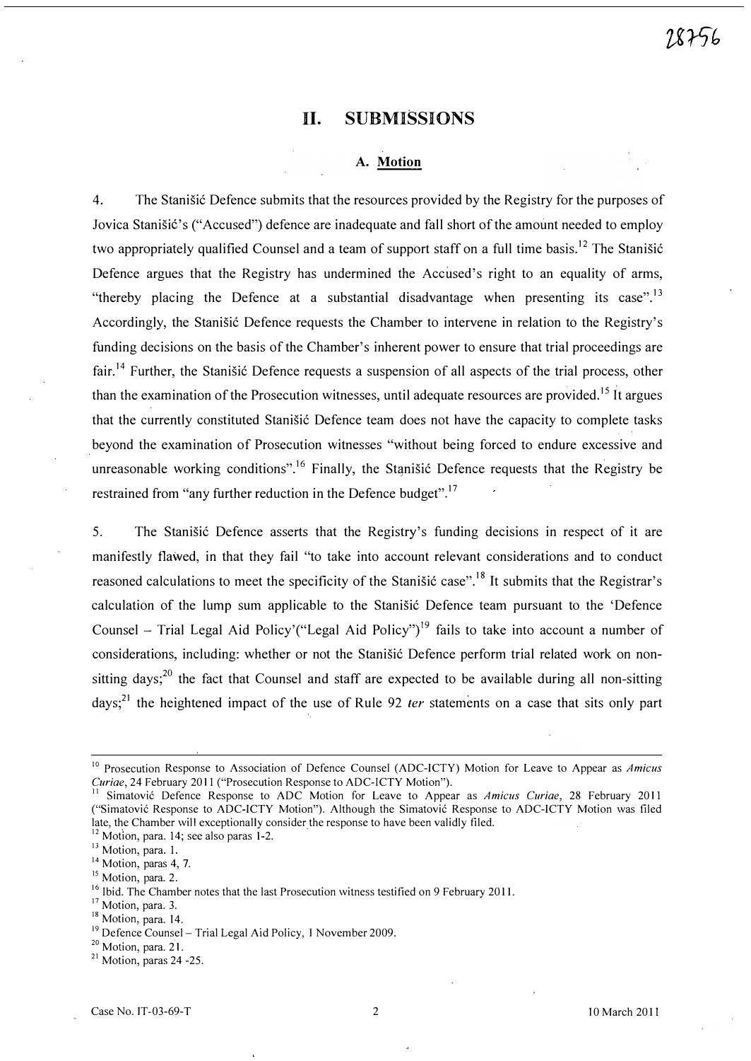## II. SUBMISSIONS

### A. Motion

4. The Stanišić Defence submits that the resources provided by the Registry for the purposes of Jovica Stanišić's ("Accused") defence are inadequate and fall short of the amount needed to employ two appropriately qualified Counsel and a team of support staff on a full time basis.[12] The Stanišić Defence argues that the Registry has undermined the Accused's right to an equality of arms, "thereby placing the Defence at a substantial disadvantage when presenting its case".[13] Accordingly, the Stanišić Defence requests the Chamber to intervene in relation to the Registry's funding decisions on the basis of the Chamber's inherent power to ensure that trial proceedings are fair.[14] Further, the Stanišić Defence requests a suspension of all aspects of the trial process, other than the examination of the Prosecution witnesses, until adequate resources are provided.[15] It argues that the currently constituted Stanišić Defence team does not have the capacity to complete tasks beyond the examination of Prosecution witnesses "without being forced to endure excessive and unreasonable working conditions".[16] Finally, the Stanišić Defence requests that the Registry be restrained from "any further reduction in the Defence budget".[17]

5. The Stanišić Defence asserts that the Registry's funding decisions in respect of it are manifestly flawed, in that they fail "to take into account relevant considerations and to conduct reasoned calculations to meet the specificity of the Stanišić case".[18] It submits that the Registrar's calculation of the lump sum applicable to the Stanišić Defence team pursuant to the 'Defence Counsel – Trial Legal Aid Policy'("Legal Aid Policy")[19] fails to take into account a number of considerations, including: whether or not the Stanišić Defence perform trial related work on non-sitting days;[20] the fact that Counsel and staff are expected to be available during all non-sitting days;[21] the heightened impact of the use of Rule 92 *ter* statements on a case that sits only part

---

[10] Prosecution Response to Association of Defence Counsel (ADC-ICTY) Motion for Leave to Appear as *Amicus Curiae*, 24 February 2011 ("Prosecution Response to ADC-ICTY Motion").

[11] Simatović Defence Response to ADC Motion for Leave to Appear as *Amicus Curiae*, 28 February 2011 ("Simatović Response to ADC-ICTY Motion"). Although the Simatović Response to ADC-ICTY Motion was filed late, the Chamber will exceptionally consider the response to have been validly filed.

[12] Motion, para. 14; see also paras 1-2.

[13] Motion, para. 1.

[14] Motion, paras 4, 7.

[15] Motion, para. 2.

[16] Ibid. The Chamber notes that the last Prosecution witness testified on 9 February 2011.

[17] Motion, para. 3.

[18] Motion, para. 14.

[19] Defence Counsel – Trial Legal Aid Policy, 1 November 2009.

[20] Motion, para. 21.

[21] Motion, paras 24 -25.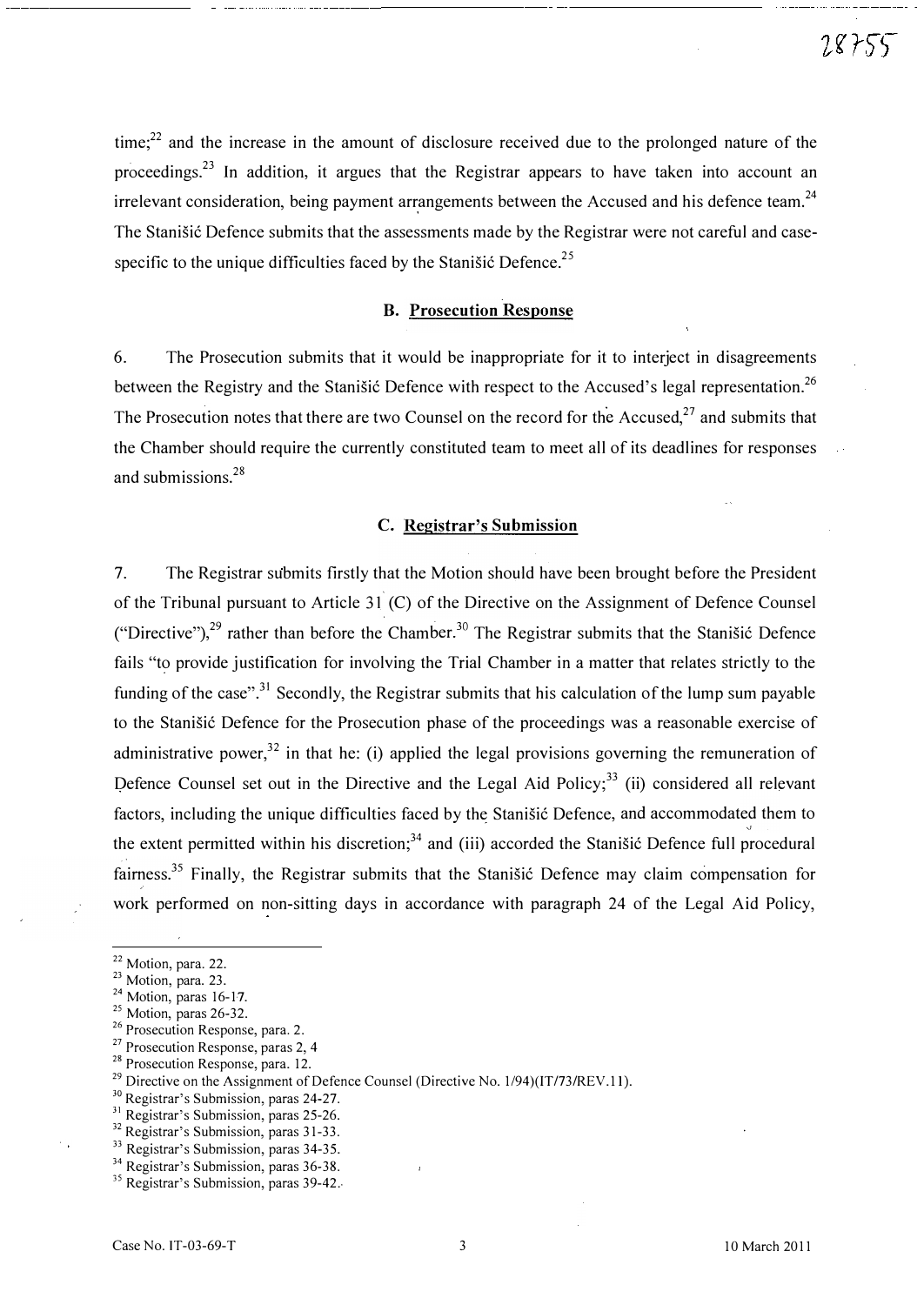time;[22] and the increase in the amount of disclosure received due to the prolonged nature of the proceedings.[23] In addition, it argues that the Registrar appears to have taken into account an irrelevant consideration, being payment arrangements between the Accused and his defence team.[24] The Stanišić Defence submits that the assessments made by the Registrar were not careful and case-specific to the unique difficulties faced by the Stanišić Defence.[25]

### B. Prosecution Response

6. The Prosecution submits that it would be inappropriate for it to interject in disagreements between the Registry and the Stanišić Defence with respect to the Accused's legal representation.[26] The Prosecution notes that there are two Counsel on the record for the Accused,[27] and submits that the Chamber should require the currently constituted team to meet all of its deadlines for responses and submissions.[28]

### C. Registrar's Submission

7. The Registrar submits firstly that the Motion should have been brought before the President of the Tribunal pursuant to Article 31 (C) of the Directive on the Assignment of Defence Counsel ("Directive"),[29] rather than before the Chamber.[30] The Registrar submits that the Stanišić Defence fails "to provide justification for involving the Trial Chamber in a matter that relates strictly to the funding of the case".[31] Secondly, the Registrar submits that his calculation of the lump sum payable to the Stanišić Defence for the Prosecution phase of the proceedings was a reasonable exercise of administrative power,[32] in that he: (i) applied the legal provisions governing the remuneration of Defence Counsel set out in the Directive and the Legal Aid Policy;[33] (ii) considered all relevant factors, including the unique difficulties faced by the Stanišić Defence, and accommodated them to the extent permitted within his discretion;[34] and (iii) accorded the Stanišić Defence full procedural fairness.[35] Finally, the Registrar submits that the Stanišić Defence may claim compensation for work performed on non-sitting days in accordance with paragraph 24 of the Legal Aid Policy,

---

[22] Motion, para. 22.
[23] Motion, para. 23.
[24] Motion, paras 16-17.
[25] Motion, paras 26-32.
[26] Prosecution Response, para. 2.
[27] Prosecution Response, paras 2, 4
[28] Prosecution Response, para. 12.
[29] Directive on the Assignment of Defence Counsel (Directive No. 1/94)(IT/73/REV.11).
[30] Registrar's Submission, paras 24-27.
[31] Registrar's Submission, paras 25-26.
[32] Registrar's Submission, paras 31-33.
[33] Registrar's Submission, paras 34-35.
[34] Registrar's Submission, paras 36-38.
[35] Registrar's Submission, paras 39-42.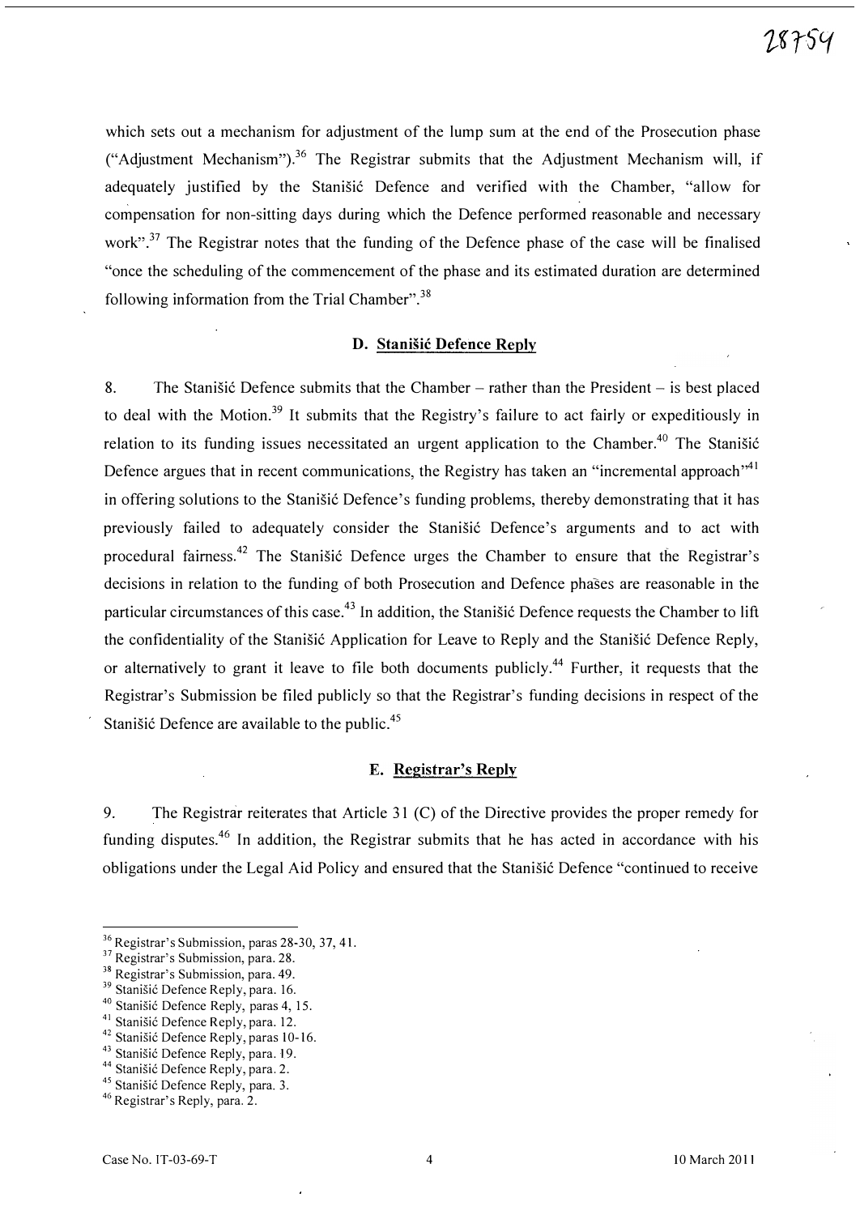which sets out a mechanism for adjustment of the lump sum at the end of the Prosecution phase ("Adjustment Mechanism").[36] The Registrar submits that the Adjustment Mechanism will, if adequately justified by the Stanišić Defence and verified with the Chamber, "allow for compensation for non-sitting days during which the Defence performed reasonable and necessary work".[37] The Registrar notes that the funding of the Defence phase of the case will be finalised "once the scheduling of the commencement of the phase and its estimated duration are determined following information from the Trial Chamber".[38]

### D. Stanišić Defence Reply

8. The Stanišić Defence submits that the Chamber – rather than the President – is best placed to deal with the Motion.[39] It submits that the Registry's failure to act fairly or expeditiously in relation to its funding issues necessitated an urgent application to the Chamber.[40] The Stanišić Defence argues that in recent communications, the Registry has taken an "incremental approach"[41] in offering solutions to the Stanišić Defence's funding problems, thereby demonstrating that it has previously failed to adequately consider the Stanišić Defence's arguments and to act with procedural fairness.[42] The Stanišić Defence urges the Chamber to ensure that the Registrar's decisions in relation to the funding of both Prosecution and Defence phases are reasonable in the particular circumstances of this case.[43] In addition, the Stanišić Defence requests the Chamber to lift the confidentiality of the Stanišić Application for Leave to Reply and the Stanišić Defence Reply, or alternatively to grant it leave to file both documents publicly.[44] Further, it requests that the Registrar's Submission be filed publicly so that the Registrar's funding decisions in respect of the Stanišić Defence are available to the public.[45]

### E. Registrar's Reply

9. The Registrar reiterates that Article 31 (C) of the Directive provides the proper remedy for funding disputes.[46] In addition, the Registrar submits that he has acted in accordance with his obligations under the Legal Aid Policy and ensured that the Stanišić Defence "continued to receive

---

[36] Registrar's Submission, paras 28-30, 37, 41.
[37] Registrar's Submission, para. 28.
[38] Registrar's Submission, para. 49.
[39] Stanišić Defence Reply, para. 16.
[40] Stanišić Defence Reply, paras 4, 15.
[41] Stanišić Defence Reply, para. 12.
[42] Stanišić Defence Reply, paras 10-16.
[43] Stanišić Defence Reply, para. 19.
[44] Stanišić Defence Reply, para. 2.
[45] Stanišić Defence Reply, para. 3.
[46] Registrar's Reply, para. 2.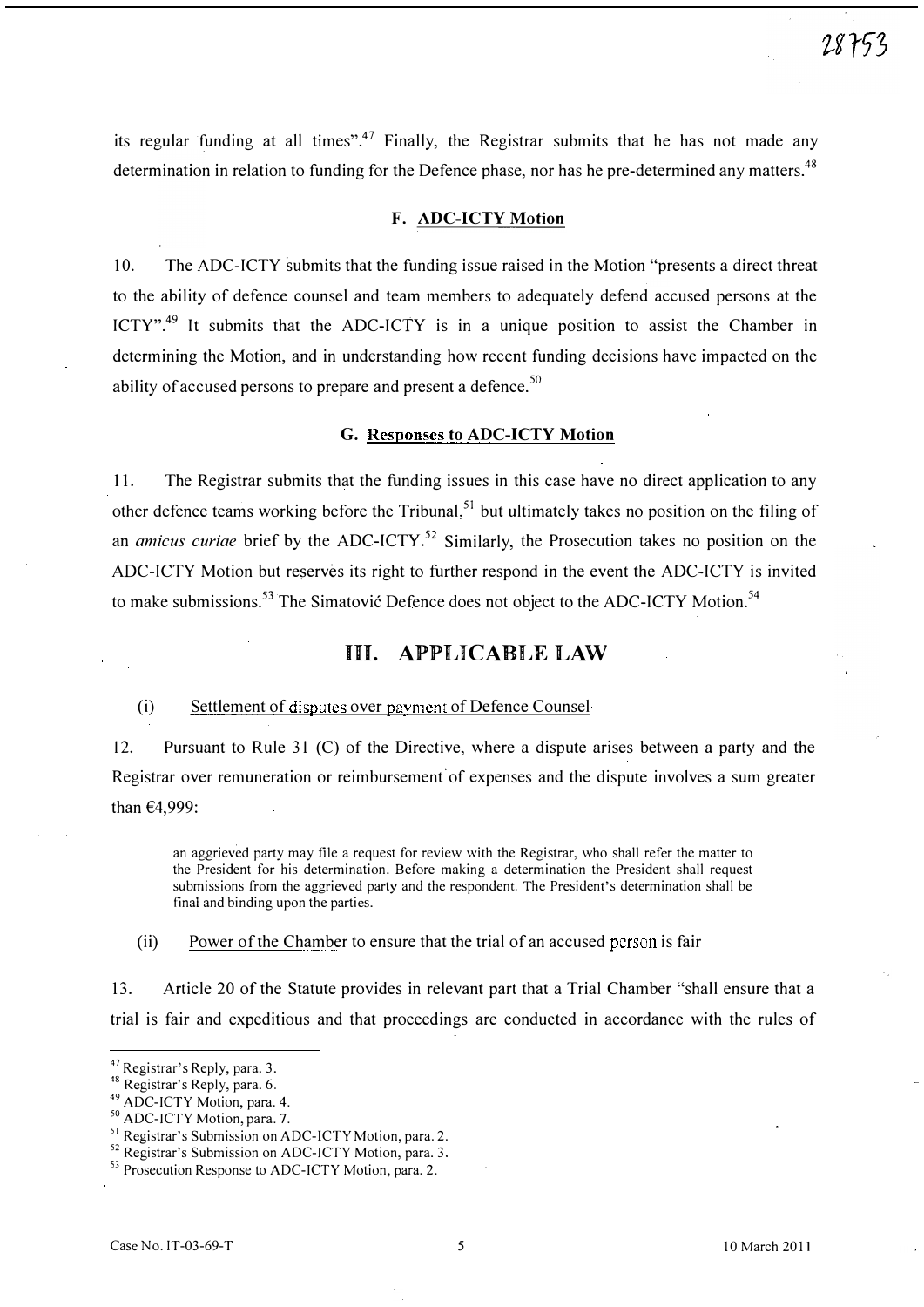its regular funding at all times".[47] Finally, the Registrar submits that he has not made any determination in relation to funding for the Defence phase, nor has he pre-determined any matters.[48]

### F. ADC-ICTY Motion

10. The ADC-ICTY submits that the funding issue raised in the Motion "presents a direct threat to the ability of defence counsel and team members to adequately defend accused persons at the ICTY".[49] It submits that the ADC-ICTY is in a unique position to assist the Chamber in determining the Motion, and in understanding how recent funding decisions have impacted on the ability of accused persons to prepare and present a defence.[50]

### G. Responses to ADC-ICTY Motion

11. The Registrar submits that the funding issues in this case have no direct application to any other defence teams working before the Tribunal,[51] but ultimately takes no position on the filing of an *amicus curiae* brief by the ADC-ICTY.[52] Similarly, the Prosecution takes no position on the ADC-ICTY Motion but reserves its right to further respond in the event the ADC-ICTY is invited to make submissions.[53] The Simatović Defence does not object to the ADC-ICTY Motion.[54]

## III. APPLICABLE LAW

(i) Settlement of disputes over payment of Defence Counsel

12. Pursuant to Rule 31 (C) of the Directive, where a dispute arises between a party and the Registrar over remuneration or reimbursement of expenses and the dispute involves a sum greater than €4,999:

> an aggrieved party may file a request for review with the Registrar, who shall refer the matter to the President for his determination. Before making a determination the President shall request submissions from the aggrieved party and the respondent. The President's determination shall be final and binding upon the parties.

(ii) Power of the Chamber to ensure that the trial of an accused person is fair

13. Article 20 of the Statute provides in relevant part that a Trial Chamber "shall ensure that a trial is fair and expeditious and that proceedings are conducted in accordance with the rules of

---

[47] Registrar's Reply, para. 3.

[48] Registrar's Reply, para. 6.

[49] ADC-ICTY Motion, para. 4.

[50] ADC-ICTY Motion, para. 7.

[51] Registrar's Submission on ADC-ICTY Motion, para. 2.

[52] Registrar's Submission on ADC-ICTY Motion, para. 3.

[53] Prosecution Response to ADC-ICTY Motion, para. 2.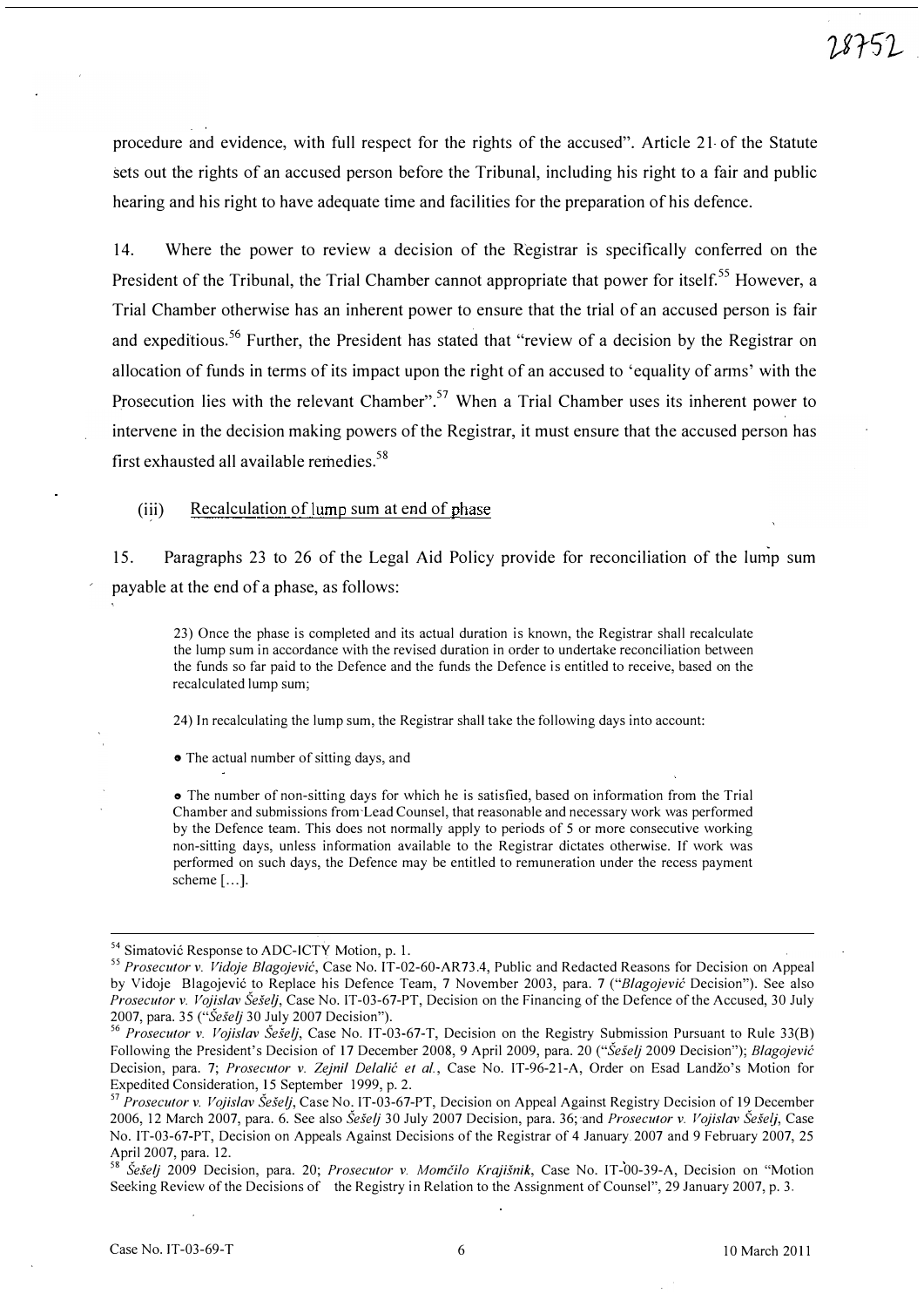procedure and evidence, with full respect for the rights of the accused". Article 21 of the Statute sets out the rights of an accused person before the Tribunal, including his right to a fair and public hearing and his right to have adequate time and facilities for the preparation of his defence.

14. Where the power to review a decision of the Registrar is specifically conferred on the President of the Tribunal, the Trial Chamber cannot appropriate that power for itself.[55] However, a Trial Chamber otherwise has an inherent power to ensure that the trial of an accused person is fair and expeditious.[56] Further, the President has stated that "review of a decision by the Registrar on allocation of funds in terms of its impact upon the right of an accused to 'equality of arms' with the Prosecution lies with the relevant Chamber".[57] When a Trial Chamber uses its inherent power to intervene in the decision making powers of the Registrar, it must ensure that the accused person has first exhausted all available remedies.[58]

(iii) Recalculation of lump sum at end of phase

15. Paragraphs 23 to 26 of the Legal Aid Policy provide for reconciliation of the lump sum payable at the end of a phase, as follows:

> 23) Once the phase is completed and its actual duration is known, the Registrar shall recalculate the lump sum in accordance with the revised duration in order to undertake reconciliation between the funds so far paid to the Defence and the funds the Defence is entitled to receive, based on the recalculated lump sum;
>
> 24) In recalculating the lump sum, the Registrar shall take the following days into account:
>
> - The actual number of sitting days, and
> - The number of non-sitting days for which he is satisfied, based on information from the Trial Chamber and submissions from Lead Counsel, that reasonable and necessary work was performed by the Defence team. This does not normally apply to periods of 5 or more consecutive working non-sitting days, unless information available to the Registrar dictates otherwise. If work was performed on such days, the Defence may be entitled to remuneration under the recess payment scheme [...].

---

[54] Simatović Response to ADC-ICTY Motion, p. 1.

[55] *Prosecutor v. Vidoje Blagojević*, Case No. IT-02-60-AR73.4, Public and Redacted Reasons for Decision on Appeal by Vidoje Blagojević to Replace his Defence Team, 7 November 2003, para. 7 ("*Blagojević* Decision"). See also *Prosecutor v. Vojislav Šešelj*, Case No. IT-03-67-PT, Decision on the Financing of the Defence of the Accused, 30 July 2007, para. 35 ("*Šešelj* 30 July 2007 Decision").

[56] *Prosecutor v. Vojislav Šešelj*, Case No. IT-03-67-T, Decision on the Registry Submission Pursuant to Rule 33(B) Following the President's Decision of 17 December 2008, 9 April 2009, para. 20 ("*Šešelj* 2009 Decision"); *Blagojević* Decision, para. 7; *Prosecutor v. Zejnil Delalić et al.*, Case No. IT-96-21-A, Order on Esad Landžo's Motion for Expedited Consideration, 15 September 1999, p. 2.

[57] *Prosecutor v. Vojislav Šešelj*, Case No. IT-03-67-PT, Decision on Appeal Against Registry Decision of 19 December 2006, 12 March 2007, para. 6. See also *Šešelj* 30 July 2007 Decision, para. 36; and *Prosecutor v. Vojislav Šešelj*, Case No. IT-03-67-PT, Decision on Appeals Against Decisions of the Registrar of 4 January 2007 and 9 February 2007, 25 April 2007, para. 12.

[58] *Šešelj* 2009 Decision, para. 20; *Prosecutor v. Momčilo Krajišnik*, Case No. IT-00-39-A, Decision on "Motion Seeking Review of the Decisions of the Registry in Relation to the Assignment of Counsel", 29 January 2007, p. 3.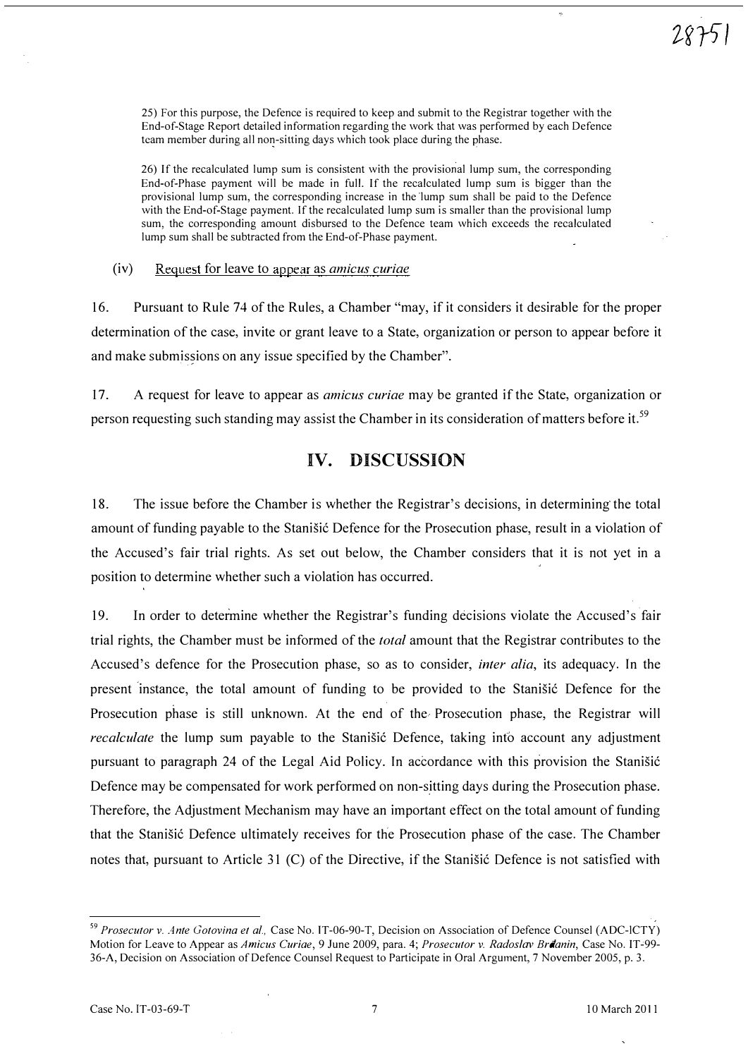> 25) For this purpose, the Defence is required to keep and submit to the Registrar together with the End-of-Stage Report detailed information regarding the work that was performed by each Defence team member during all non-sitting days which took place during the phase.
>
> 26) If the recalculated lump sum is consistent with the provisional lump sum, the corresponding End-of-Phase payment will be made in full. If the recalculated lump sum is bigger than the provisional lump sum, the corresponding increase in the lump sum shall be paid to the Defence with the End-of-Stage payment. If the recalculated lump sum is smaller than the provisional lump sum, the corresponding amount disbursed to the Defence team which exceeds the recalculated lump sum shall be subtracted from the End-of-Phase payment.

(iv) Request for leave to appear as *amicus curiae*

16. Pursuant to Rule 74 of the Rules, a Chamber "may, if it considers it desirable for the proper determination of the case, invite or grant leave to a State, organization or person to appear before it and make submissions on any issue specified by the Chamber".

17. A request for leave to appear as *amicus curiae* may be granted if the State, organization or person requesting such standing may assist the Chamber in its consideration of matters before it.[59]

## IV. DISCUSSION

18. The issue before the Chamber is whether the Registrar's decisions, in determining the total amount of funding payable to the Stanišić Defence for the Prosecution phase, result in a violation of the Accused's fair trial rights. As set out below, the Chamber considers that it is not yet in a position to determine whether such a violation has occurred.

19. In order to determine whether the Registrar's funding decisions violate the Accused's fair trial rights, the Chamber must be informed of the *total* amount that the Registrar contributes to the Accused's defence for the Prosecution phase, so as to consider, *inter alia*, its adequacy. In the present instance, the total amount of funding to be provided to the Stanišić Defence for the Prosecution phase is still unknown. At the end of the Prosecution phase, the Registrar will *recalculate* the lump sum payable to the Stanišić Defence, taking into account any adjustment pursuant to paragraph 24 of the Legal Aid Policy. In accordance with this provision the Stanišić Defence may be compensated for work performed on non-sitting days during the Prosecution phase. Therefore, the Adjustment Mechanism may have an important effect on the total amount of funding that the Stanišić Defence ultimately receives for the Prosecution phase of the case. The Chamber notes that, pursuant to Article 31 (C) of the Directive, if the Stanišić Defence is not satisfied with

---

[59] *Prosecutor v. Ante Gotovina et al.*, Case No. IT-06-90-T, Decision on Association of Defence Counsel (ADC-ICTY) Motion for Leave to Appear as *Amicus Curiae*, 9 June 2009, para. 4; *Prosecutor v. Radoslav Brđanin*, Case No. IT-99-36-A, Decision on Association of Defence Counsel Request to Participate in Oral Argument, 7 November 2005, p. 3.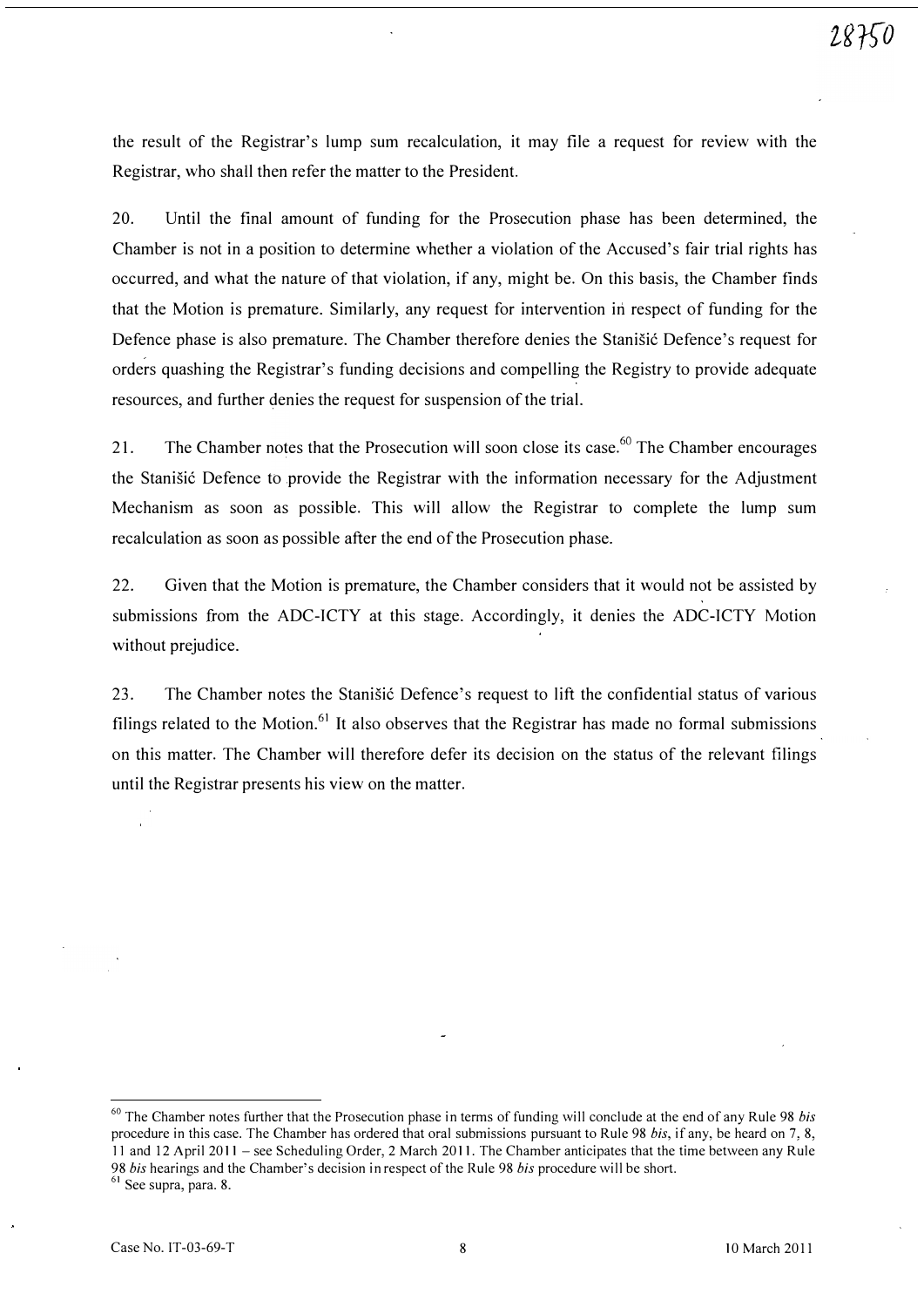the result of the Registrar's lump sum recalculation, it may file a request for review with the Registrar, who shall then refer the matter to the President.

20. Until the final amount of funding for the Prosecution phase has been determined, the Chamber is not in a position to determine whether a violation of the Accused's fair trial rights has occurred, and what the nature of that violation, if any, might be. On this basis, the Chamber finds that the Motion is premature. Similarly, any request for intervention in respect of funding for the Defence phase is also premature. The Chamber therefore denies the Stanišić Defence's request for orders quashing the Registrar's funding decisions and compelling the Registry to provide adequate resources, and further denies the request for suspension of the trial.

21. The Chamber notes that the Prosecution will soon close its case.[60] The Chamber encourages the Stanišić Defence to provide the Registrar with the information necessary for the Adjustment Mechanism as soon as possible. This will allow the Registrar to complete the lump sum recalculation as soon as possible after the end of the Prosecution phase.

22. Given that the Motion is premature, the Chamber considers that it would not be assisted by submissions from the ADC-ICTY at this stage. Accordingly, it denies the ADC-ICTY Motion without prejudice.

23. The Chamber notes the Stanišić Defence's request to lift the confidential status of various filings related to the Motion.[61] It also observes that the Registrar has made no formal submissions on this matter. The Chamber will therefore defer its decision on the status of the relevant filings until the Registrar presents his view on the matter.

---

[60] The Chamber notes further that the Prosecution phase in terms of funding will conclude at the end of any Rule 98 *bis* procedure in this case. The Chamber has ordered that oral submissions pursuant to Rule 98 *bis*, if any, be heard on 7, 8, 11 and 12 April 2011 – see Scheduling Order, 2 March 2011. The Chamber anticipates that the time between any Rule 98 *bis* hearings and the Chamber's decision in respect of the Rule 98 *bis* procedure will be short.

[61] See supra, para. 8.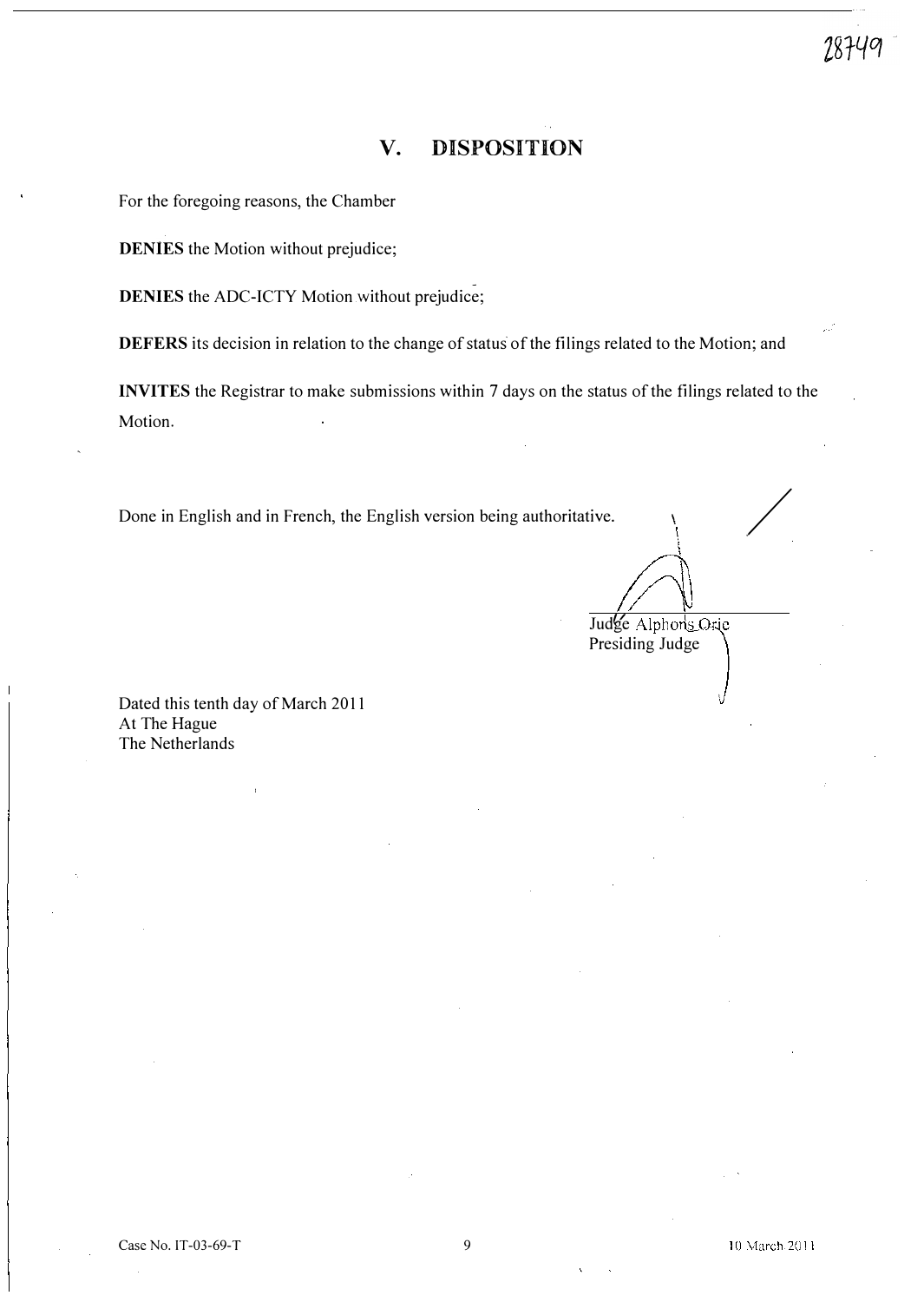## V. DISPOSITION

For the foregoing reasons, the Chamber

**DENIES** the Motion without prejudice;

**DENIES** the ADC-ICTY Motion without prejudice;

**DEFERS** its decision in relation to the change of status of the filings related to the Motion; and

**INVITES** the Registrar to make submissions within 7 days on the status of the filings related to the Motion.

Done in English and in French, the English version being authoritative.

Judge Alphons Orie
Presiding Judge

Dated this tenth day of March 2011
At The Hague
The Netherlands